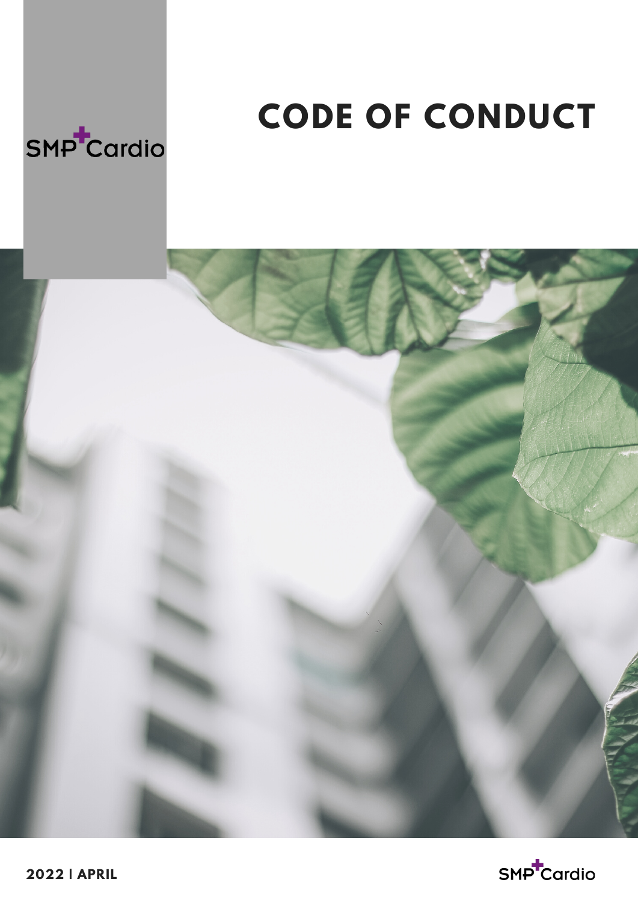SMP Cardio

# CODE OF CONDUCT

**2022 | APRIL**

SMP Cardio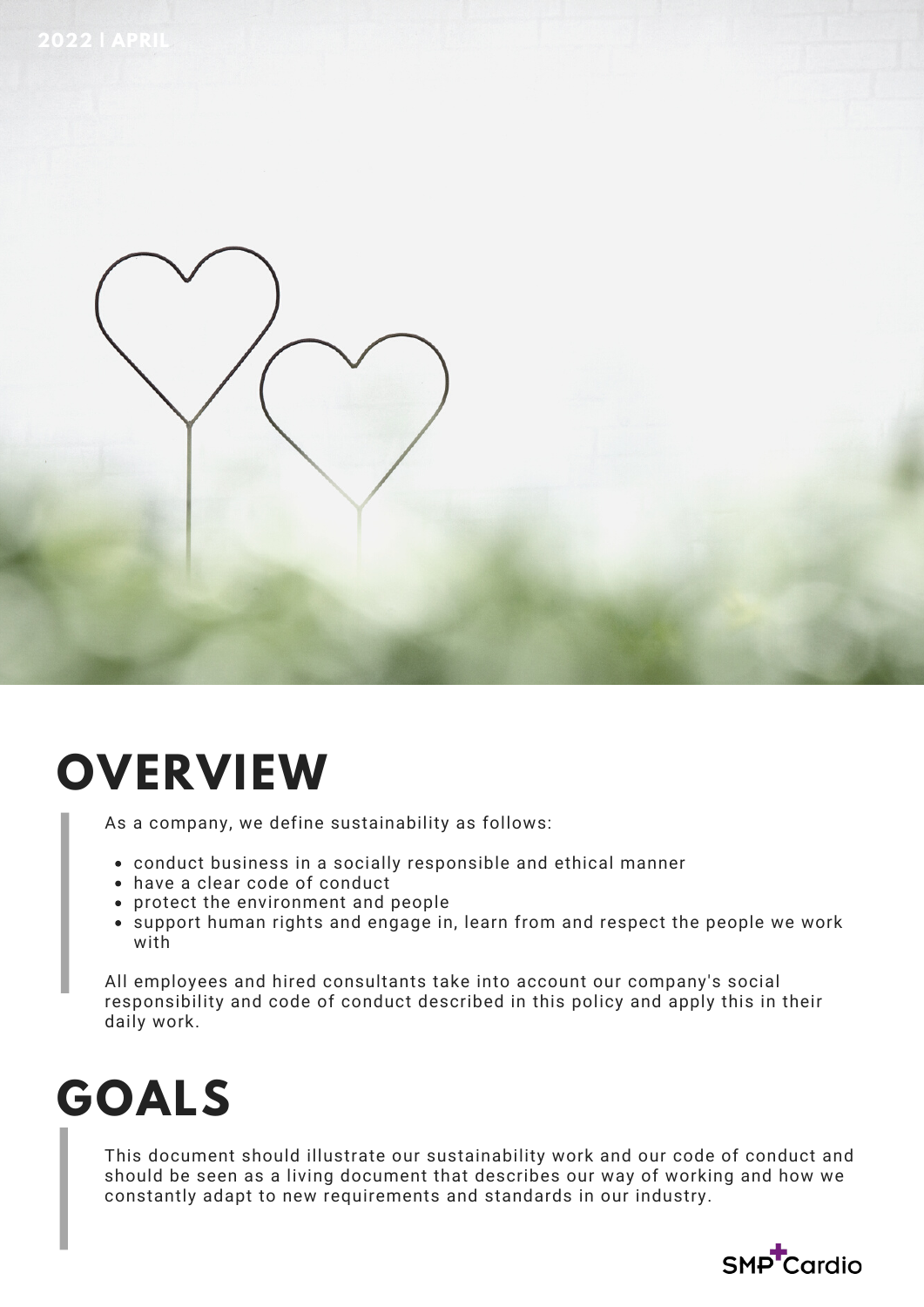2022 | APRIL

# OVERVIEW

As a company, we define sustainability as follows:

- conduct business in a socially responsible and ethical manner
- have a clear code of conduct
- protect the environment and people
- support human rights and engage in, learn from and respect the people we work with

All employees and hired consultants take into account our company's social responsibility and code of conduct described in this policy and apply this in their daily work.

# GOALS

This document should illustrate our sustainability work and our code of conduct and should be seen as a living document that describes our way of working and how we constantly adapt to new requirements and standards in our industry.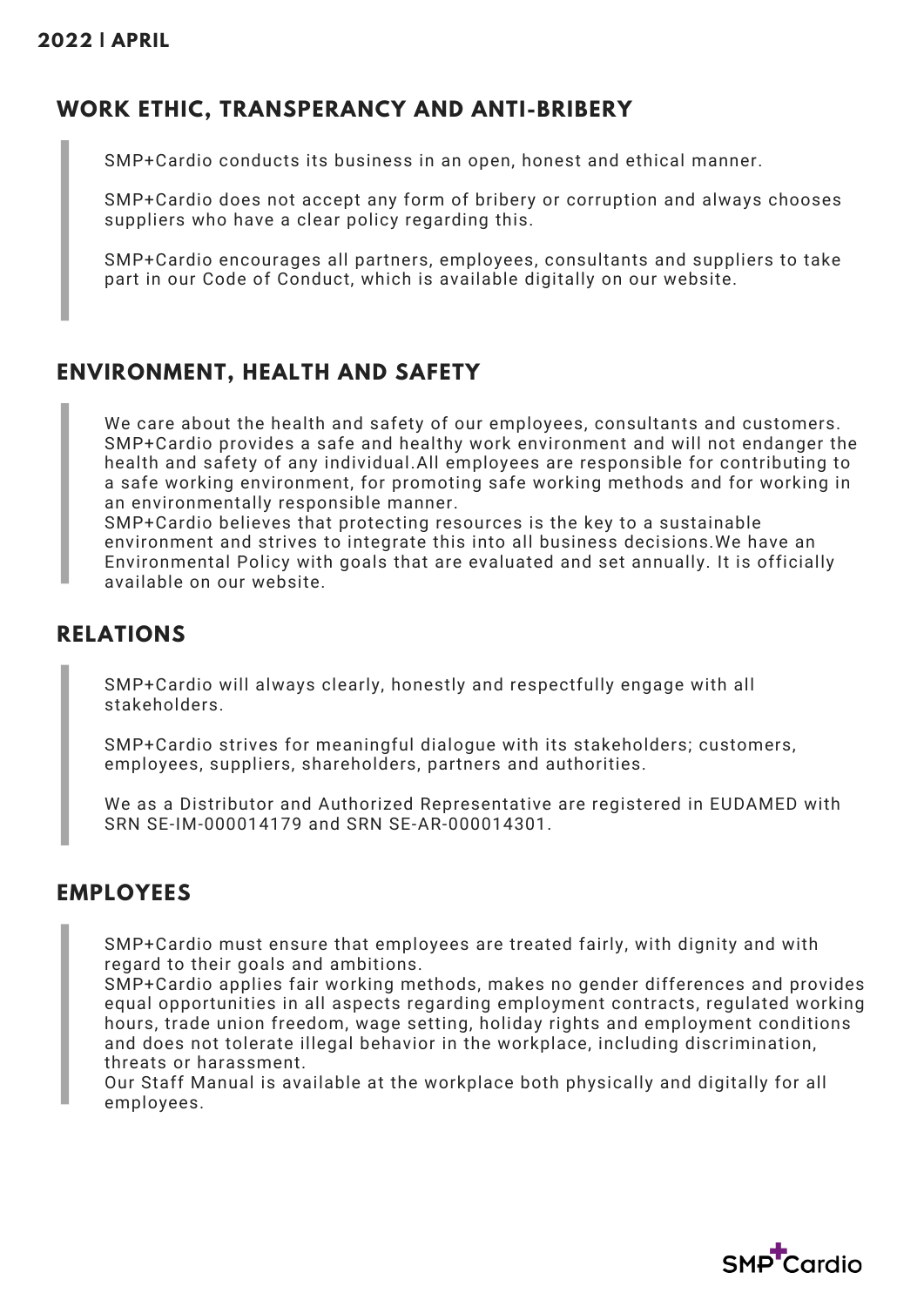**2022 | APRIL**

## WORK ETHIC, TRANSPERANCY AND ANTI-BRIBERY

SMP+Cardio conducts its business in an open, honest and ethical manner.

SMP+Cardio does not accept any form of bribery or corruption and always chooses suppliers who have a clear policy regarding this.

SMP+Cardio encourages all partners, employees, consultants and suppliers to take part in our Code of Conduct, which is available digitally on our website.

## ENVIRONMENT, HEALTH AND SAFETY

We care about the health and safety of our employees, consultants and customers. SMP+Cardio provides a safe and healthy work environment and will not endanger the health and safety of any individual.All employees are responsible for contributing to a safe working environment, for promoting safe working methods and for working in an environmentally responsible manner.
SMP+Cardio believes that protecting resources is the key to a sustainable environment and strives to integrate this into all business decisions.We have an Environmental Policy with goals that are evaluated and set annually. It is officially available on our website.

## RELATIONS

SMP+Cardio will always clearly, honestly and respectfully engage with all stakeholders.

SMP+Cardio strives for meaningful dialogue with its stakeholders; customers, employees, suppliers, shareholders, partners and authorities.

We as a Distributor and Authorized Representative are registered in EUDAMED with SRN SE-IM-000014179 and SRN SE-AR-000014301.

## EMPLOYEES

SMP+Cardio must ensure that employees are treated fairly, with dignity and with regard to their goals and ambitions.
SMP+Cardio applies fair working methods, makes no gender differences and provides equal opportunities in all aspects regarding employment contracts, regulated working hours, trade union freedom, wage setting, holiday rights and employment conditions and does not tolerate illegal behavior in the workplace, including discrimination, threats or harassment.
Our Staff Manual is available at the workplace both physically and digitally for all employees.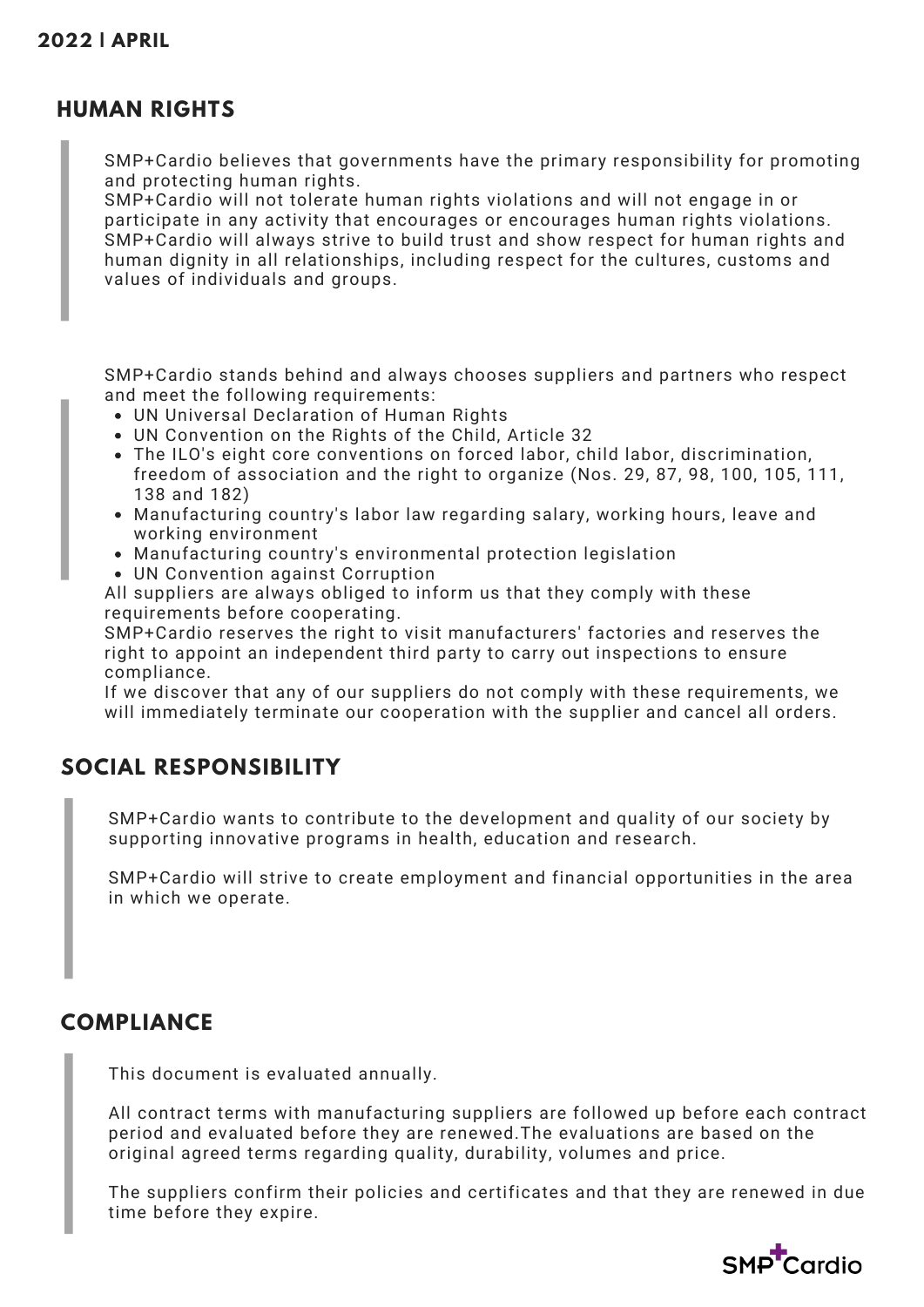**2022 | APRIL**

## HUMAN RIGHTS

SMP+Cardio believes that governments have the primary responsibility for promoting and protecting human rights.
SMP+Cardio will not tolerate human rights violations and will not engage in or participate in any activity that encourages or encourages human rights violations.
SMP+Cardio will always strive to build trust and show respect for human rights and human dignity in all relationships, including respect for the cultures, customs and values of individuals and groups.

SMP+Cardio stands behind and always chooses suppliers and partners who respect and meet the following requirements:

- UN Universal Declaration of Human Rights
- UN Convention on the Rights of the Child, Article 32
- The ILO's eight core conventions on forced labor, child labor, discrimination, freedom of association and the right to organize (Nos. 29, 87, 98, 100, 105, 111, 138 and 182)
- Manufacturing country's labor law regarding salary, working hours, leave and working environment
- Manufacturing country's environmental protection legislation
- UN Convention against Corruption

All suppliers are always obliged to inform us that they comply with these requirements before cooperating.
SMP+Cardio reserves the right to visit manufacturers' factories and reserves the right to appoint an independent third party to carry out inspections to ensure compliance.
If we discover that any of our suppliers do not comply with these requirements, we will immediately terminate our cooperation with the supplier and cancel all orders.

## SOCIAL RESPONSIBILITY

SMP+Cardio wants to contribute to the development and quality of our society by supporting innovative programs in health, education and research.

SMP+Cardio will strive to create employment and financial opportunities in the area in which we operate.

## COMPLIANCE

This document is evaluated annually.

All contract terms with manufacturing suppliers are followed up before each contract period and evaluated before they are renewed.The evaluations are based on the original agreed terms regarding quality, durability, volumes and price.

The suppliers confirm their policies and certificates and that they are renewed in due time before they expire.

SMP+Cardio